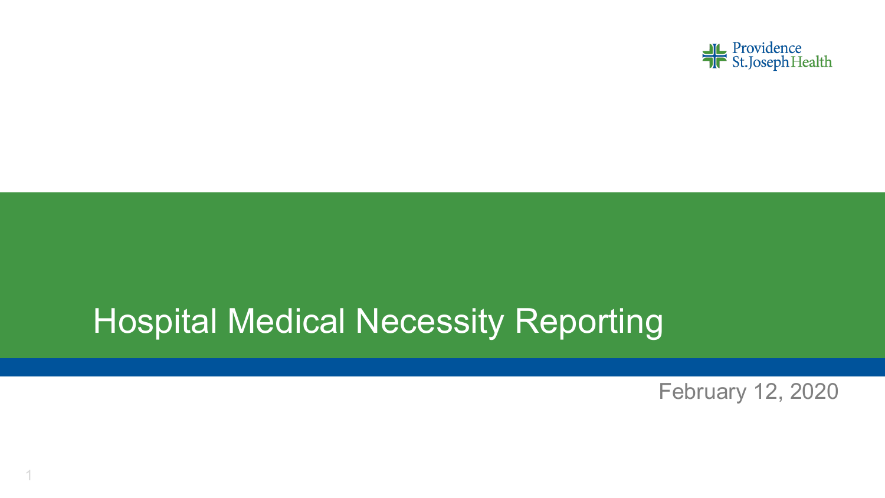Providence St.Joseph Health

# Hospital Medical Necessity Reporting

February 12, 2020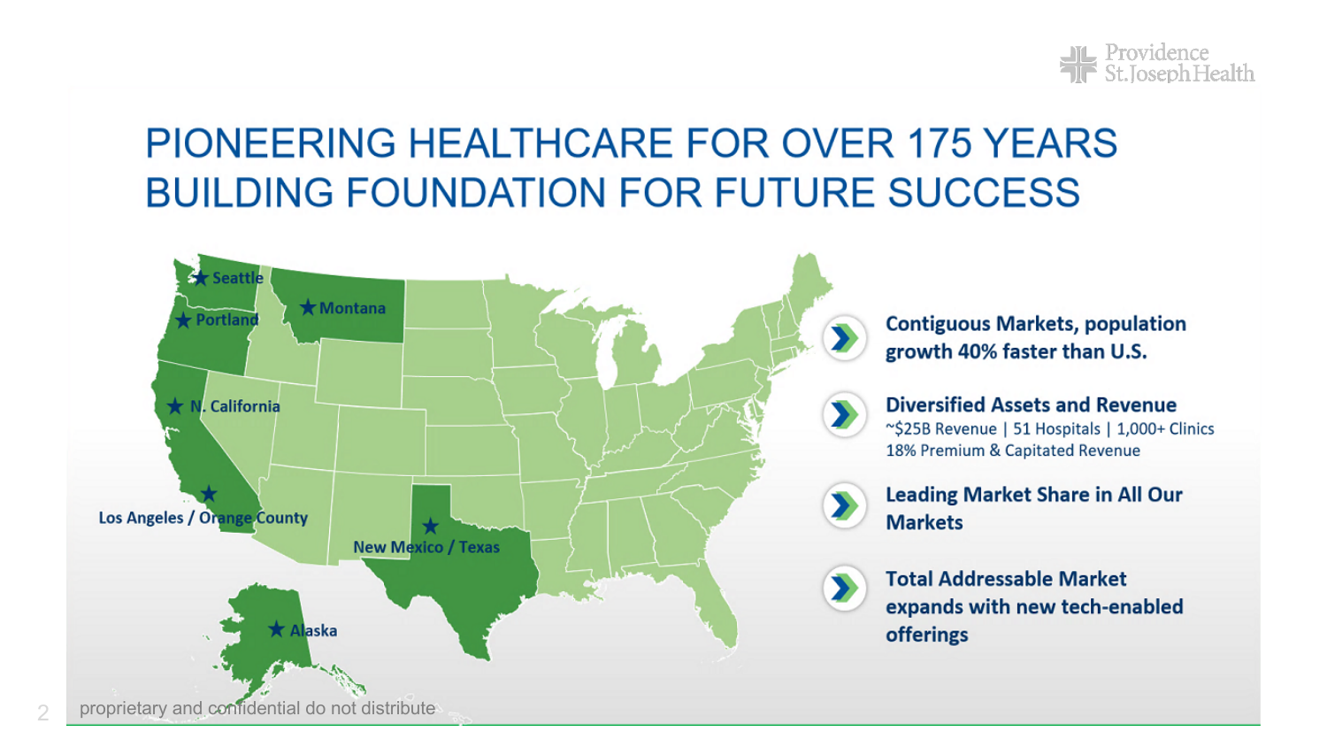# PIONEERING HEALTHCARE FOR OVER 175 YEARS BUILDING FOUNDATION FOR FUTURE SUCCESS

Seattle

Portland

Montana

N. California

Los Angeles / Orange County

New Mexico / Texas

Alaska

- **Contiguous Markets, population growth 40% faster than U.S.**
- **Diversified Assets and Revenue**
  ~$25B Revenue | 51 Hospitals | 1,000+ Clinics
  18% Premium & Capitated Revenue
- **Leading Market Share in All Our Markets**
- **Total Addressable Market expands with new tech-enabled offerings**

proprietary and confidential do not distribute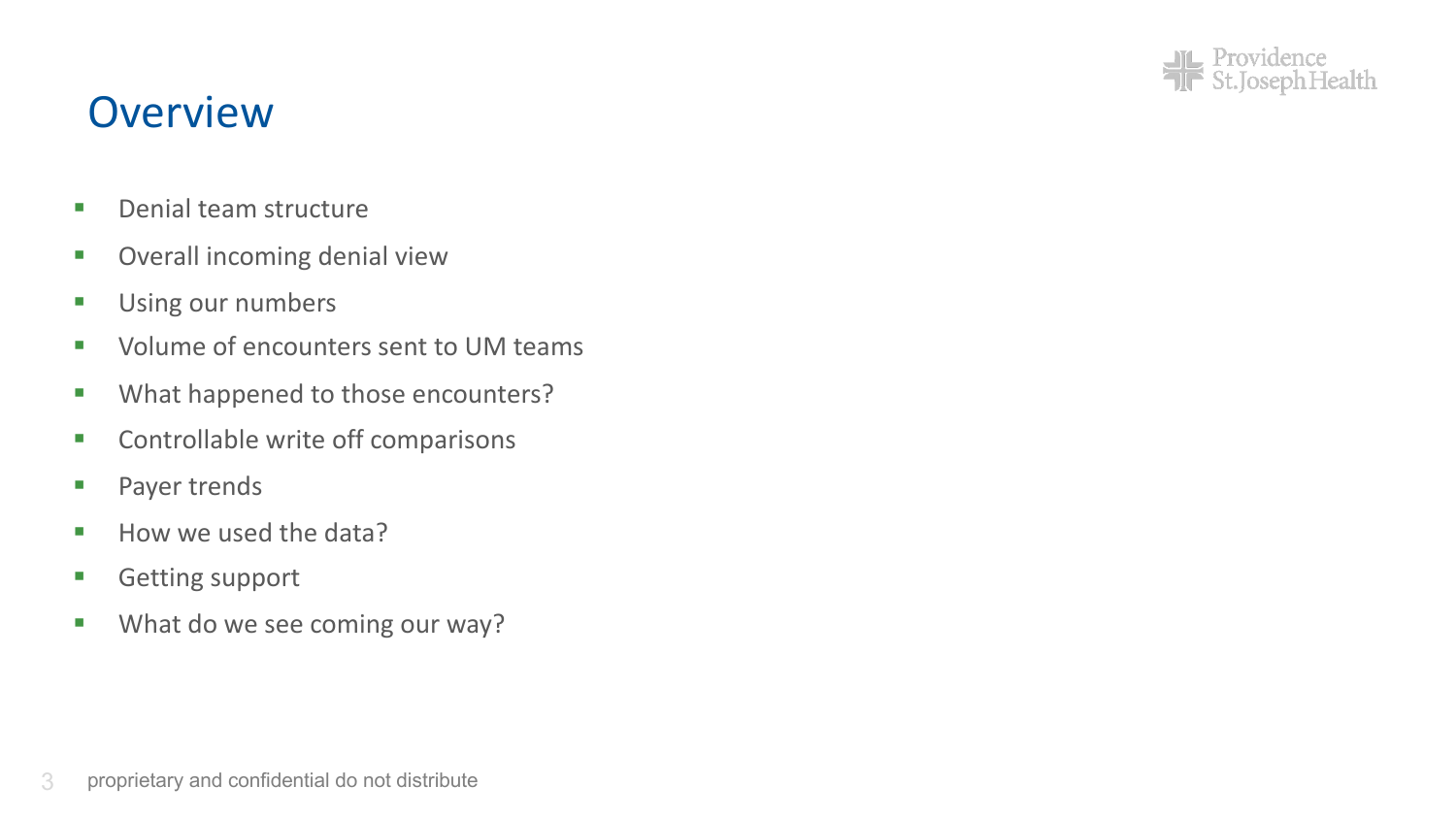# Overview

- Denial team structure
- Overall incoming denial view
- Using our numbers
- Volume of encounters sent to UM teams
- What happened to those encounters?
- Controllable write off comparisons
- Payer trends
- How we used the data?
- Getting support
- What do we see coming our way?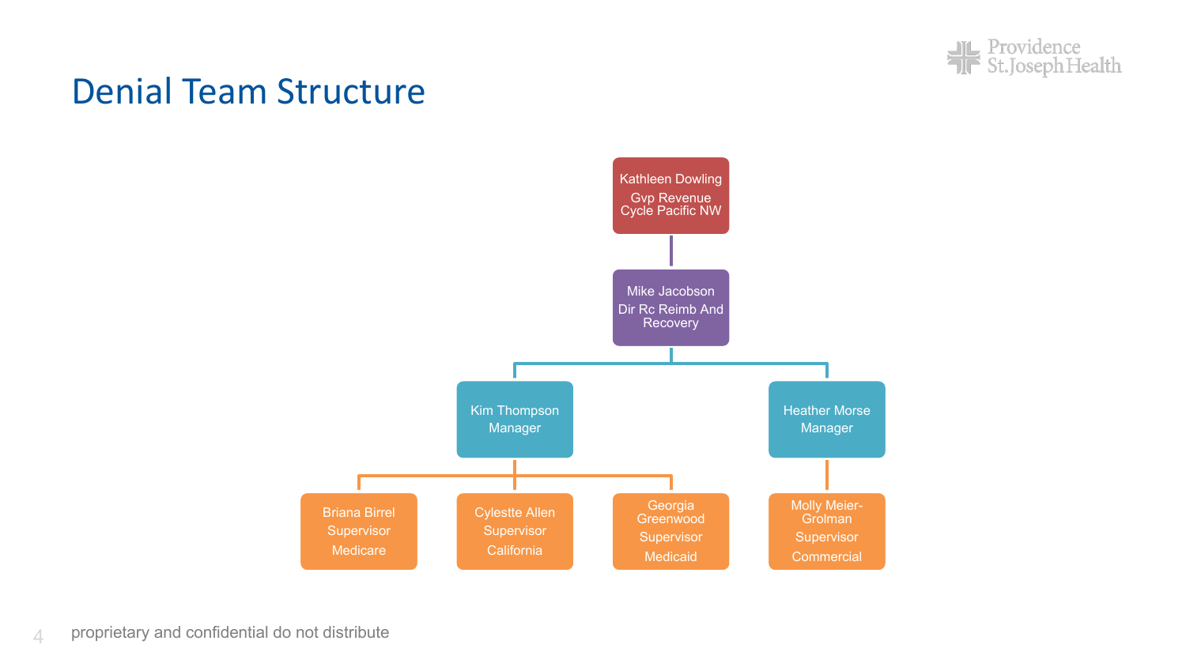# Denial Team Structure

- **Kathleen Dowling** – Gvp Revenue Cycle Pacific NW
  - **Mike Jacobson** – Dir Rc Reimb And Recovery
    - **Kim Thompson** – Manager
      - **Briana Birrel** – Supervisor – Medicare
      - **Cylestte Allen** – Supervisor – California
      - **Georgia Greenwood** – Supervisor – Medicaid
    - **Heather Morse** – Manager
      - **Molly Meier-Grolman** – Supervisor – Commercial

proprietary and confidential do not distribute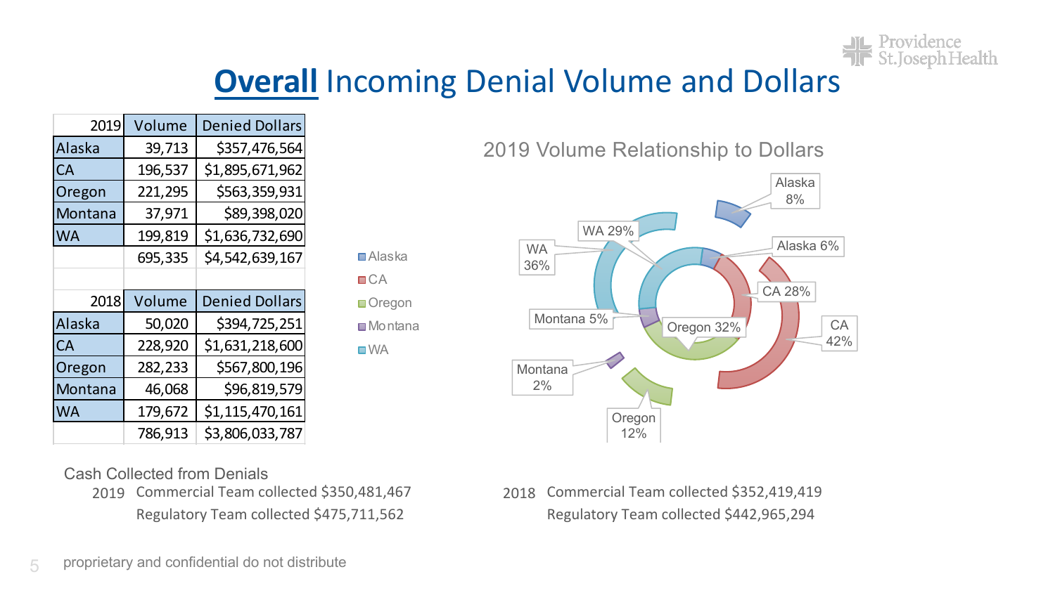# **Overall** Incoming Denial Volume and Dollars

| 2019 | Volume | Denied Dollars |
|---|---|---|
| Alaska | 39,713 | $357,476,564 |
| CA | 196,537 | $1,895,671,962 |
| Oregon | 221,295 | $563,359,931 |
| Montana | 37,971 | $89,398,020 |
| WA | 199,819 | $1,636,732,690 |
| | 695,335 | $4,542,639,167 |

| 2018 | Volume | Denied Dollars |
|---|---|---|
| Alaska | 50,020 | $394,725,251 |
| CA | 228,920 | $1,631,218,600 |
| Oregon | 282,233 | $567,800,196 |
| Montana | 46,068 | $96,819,579 |
| WA | 179,672 | $1,115,470,161 |
| | 786,913 | $3,806,033,787 |

**2019 Volume Relationship to Dollars**

Legend: Alaska, CA, Oregon, Montana, WA

| | Volume (inner ring) | Dollars (outer ring) |
|---|---|---|
| Alaska | 6% | 8% |
| CA | 28% | 42% |
| Oregon | 32% | 12% |
| Montana | 5% | 2% |
| WA | 29% | 36% |

Cash Collected from Denials

2019 Commercial Team collected $350,481,467
Regulatory Team collected $475,711,562

2018 Commercial Team collected $352,419,419
Regulatory Team collected $442,965,294

proprietary and confidential do not distribute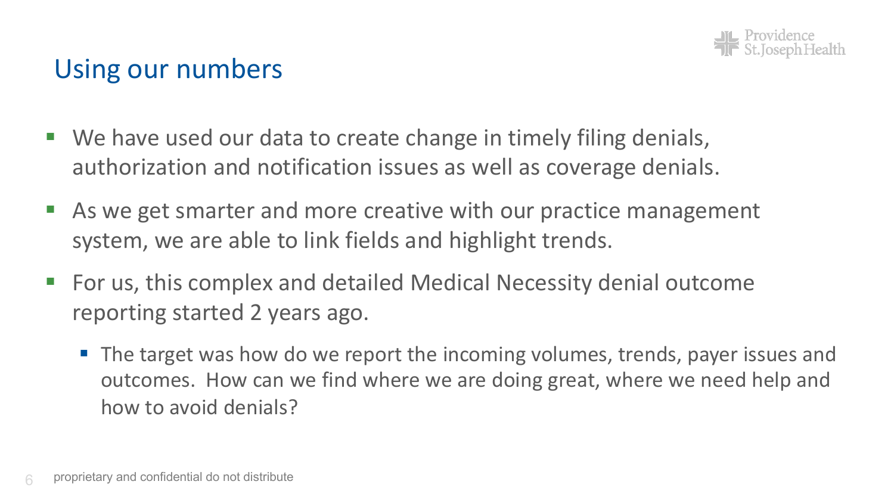## Using our numbers

- We have used our data to create change in timely filing denials, authorization and notification issues as well as coverage denials.
- As we get smarter and more creative with our practice management system, we are able to link fields and highlight trends.
- For us, this complex and detailed Medical Necessity denial outcome reporting started 2 years ago.
  - The target was how do we report the incoming volumes, trends, payer issues and outcomes. How can we find where we are doing great, where we need help and how to avoid denials?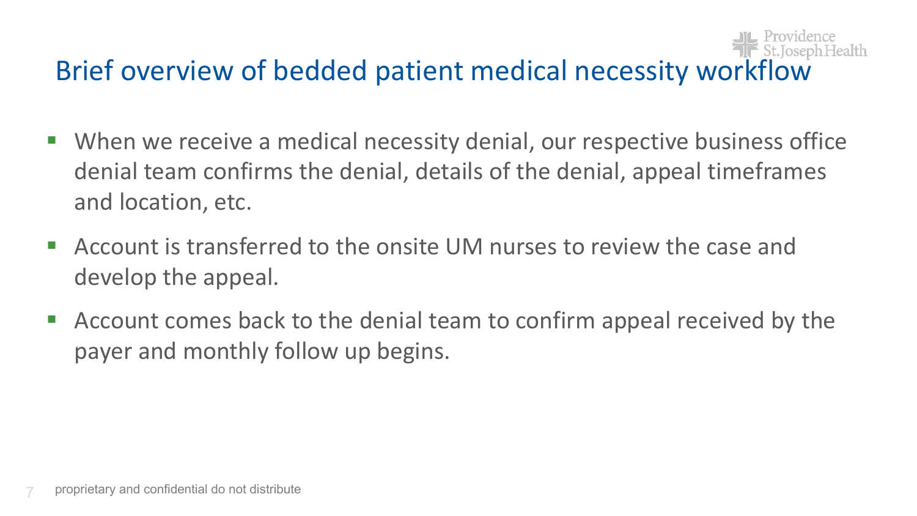# Brief overview of bedded patient medical necessity workflow

- When we receive a medical necessity denial, our respective business office denial team confirms the denial, details of the denial, appeal timeframes and location, etc.
- Account is transferred to the onsite UM nurses to review the case and develop the appeal.
- Account comes back to the denial team to confirm appeal received by the payer and monthly follow up begins.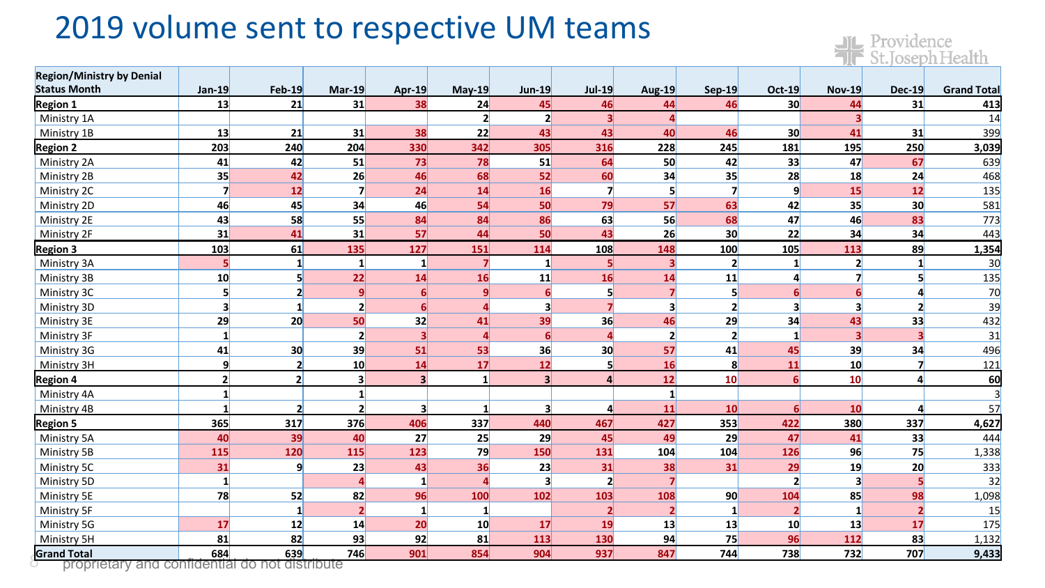# 2019 volume sent to respective UM teams

| Region/Ministry by Denial Status Month | Jan-19 | Feb-19 | Mar-19 | Apr-19 | May-19 | Jun-19 | Jul-19 | Aug-19 | Sep-19 | Oct-19 | Nov-19 | Dec-19 | Grand Total |
|---|---|---|---|---|---|---|---|---|---|---|---|---|---|
| **Region 1** | **13** | **21** | **31** | **38** | **24** | **45** | **46** | **44** | **46** | **30** | **44** | **31** | **413** |
| Ministry 1A | | | | | 2 | 2 | 3 | 4 | | | 3 | | 14 |
| Ministry 1B | 13 | 21 | 31 | 38 | 22 | 43 | 43 | 40 | 46 | 30 | 41 | 31 | 399 |
| **Region 2** | **203** | **240** | **204** | **330** | **342** | **305** | **316** | **228** | **245** | **181** | **195** | **250** | **3,039** |
| Ministry 2A | 41 | 42 | 51 | 73 | 78 | 51 | 64 | 50 | 42 | 33 | 47 | 67 | 639 |
| Ministry 2B | 35 | 42 | 26 | 46 | 68 | 52 | 60 | 34 | 35 | 28 | 18 | 24 | 468 |
| Ministry 2C | 7 | 12 | 7 | 24 | 14 | 16 | 7 | 5 | 7 | 9 | 15 | 12 | 135 |
| Ministry 2D | 46 | 45 | 34 | 46 | 54 | 50 | 79 | 57 | 63 | 42 | 35 | 30 | 581 |
| Ministry 2E | 43 | 58 | 55 | 84 | 84 | 86 | 63 | 56 | 68 | 47 | 46 | 83 | 773 |
| Ministry 2F | 31 | 41 | 31 | 57 | 44 | 50 | 43 | 26 | 30 | 22 | 34 | 34 | 443 |
| **Region 3** | **103** | **61** | **135** | **127** | **151** | **114** | **108** | **148** | **100** | **105** | **113** | **89** | **1,354** |
| Ministry 3A | 5 | 1 | 1 | 1 | 7 | 1 | 5 | 3 | 2 | 1 | 2 | 1 | 30 |
| Ministry 3B | 10 | 5 | 22 | 14 | 16 | 11 | 16 | 14 | 11 | 4 | 7 | 5 | 135 |
| Ministry 3C | 5 | 2 | 9 | 6 | 9 | 6 | 5 | 7 | 5 | 6 | 6 | 4 | 70 |
| Ministry 3D | 3 | 1 | 2 | 6 | 4 | 3 | 7 | 3 | 2 | 3 | 3 | 2 | 39 |
| Ministry 3E | 29 | 20 | 50 | 32 | 41 | 39 | 36 | 46 | 29 | 34 | 43 | 33 | 432 |
| Ministry 3F | 1 | | 2 | 3 | 4 | 6 | 4 | 2 | 2 | 1 | 3 | 3 | 31 |
| Ministry 3G | 41 | 30 | 39 | 51 | 53 | 36 | 30 | 57 | 41 | 45 | 39 | 34 | 496 |
| Ministry 3H | 9 | 2 | 10 | 14 | 17 | 12 | 5 | 16 | 8 | 11 | 10 | 7 | 121 |
| **Region 4** | **2** | **2** | **3** | **3** | **1** | **3** | **4** | **12** | **10** | **6** | **10** | **4** | **60** |
| Ministry 4A | 1 | | 1 | | | | | 1 | | | | | 3 |
| Ministry 4B | 1 | 2 | 2 | 3 | 1 | 3 | 4 | 11 | 10 | 6 | 10 | 4 | 57 |
| **Region 5** | **365** | **317** | **376** | **406** | **337** | **440** | **467** | **427** | **353** | **422** | **380** | **337** | **4,627** |
| Ministry 5A | 40 | 39 | 40 | 27 | 25 | 29 | 45 | 49 | 29 | 47 | 41 | 33 | 444 |
| Ministry 5B | 115 | 120 | 115 | 123 | 79 | 150 | 131 | 104 | 104 | 126 | 96 | 75 | 1,338 |
| Ministry 5C | 31 | 9 | 23 | 43 | 36 | 23 | 31 | 38 | 31 | 29 | 19 | 20 | 333 |
| Ministry 5D | 1 | | 4 | 1 | 4 | 3 | 2 | 7 | | 2 | 3 | 5 | 32 |
| Ministry 5E | 78 | 52 | 82 | 96 | 100 | 102 | 103 | 108 | 90 | 104 | 85 | 98 | 1,098 |
| Ministry 5F | | 1 | 2 | 1 | 1 | | 2 | 2 | 1 | 2 | 1 | 2 | 15 |
| Ministry 5G | 17 | 12 | 14 | 20 | 10 | 17 | 19 | 13 | 13 | 10 | 13 | 17 | 175 |
| Ministry 5H | 81 | 82 | 93 | 92 | 81 | 113 | 130 | 94 | 75 | 96 | 112 | 83 | 1,132 |
| **Grand Total** | **684** | **639** | **746** | **901** | **854** | **904** | **937** | **847** | **744** | **738** | **732** | **707** | **9,433** |

proprietary and confidential do not distribute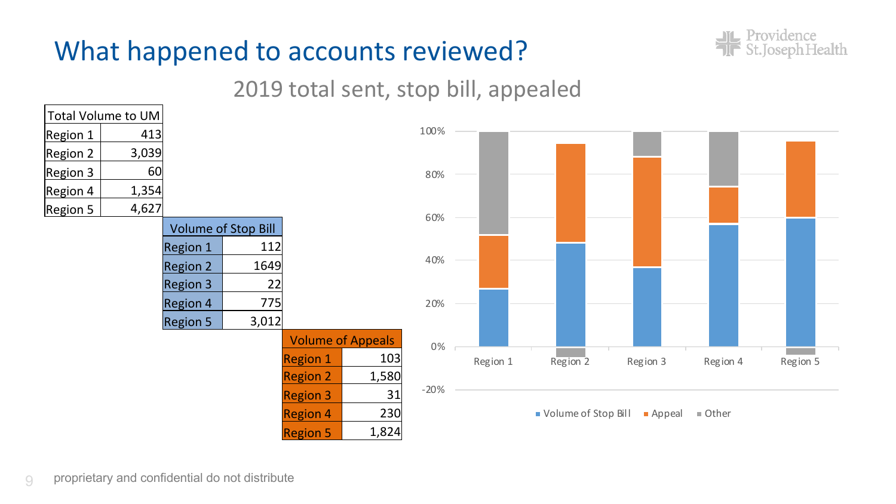# What happened to accounts reviewed?

## 2019 total sent, stop bill, appealed

| Total Volume to UM | |
|---|---|
| Region 1 | 413 |
| Region 2 | 3,039 |
| Region 3 | 60 |
| Region 4 | 1,354 |
| Region 5 | 4,627 |

| Volume of Stop Bill | |
|---|---|
| Region 1 | 112 |
| Region 2 | 1649 |
| Region 3 | 22 |
| Region 4 | 775 |
| Region 5 | 3,012 |

| Volume of Appeals | |
|---|---|
| Region 1 | 103 |
| Region 2 | 1,580 |
| Region 3 | 31 |
| Region 4 | 230 |
| Region 5 | 1,824 |

proprietary and confidential do not distribute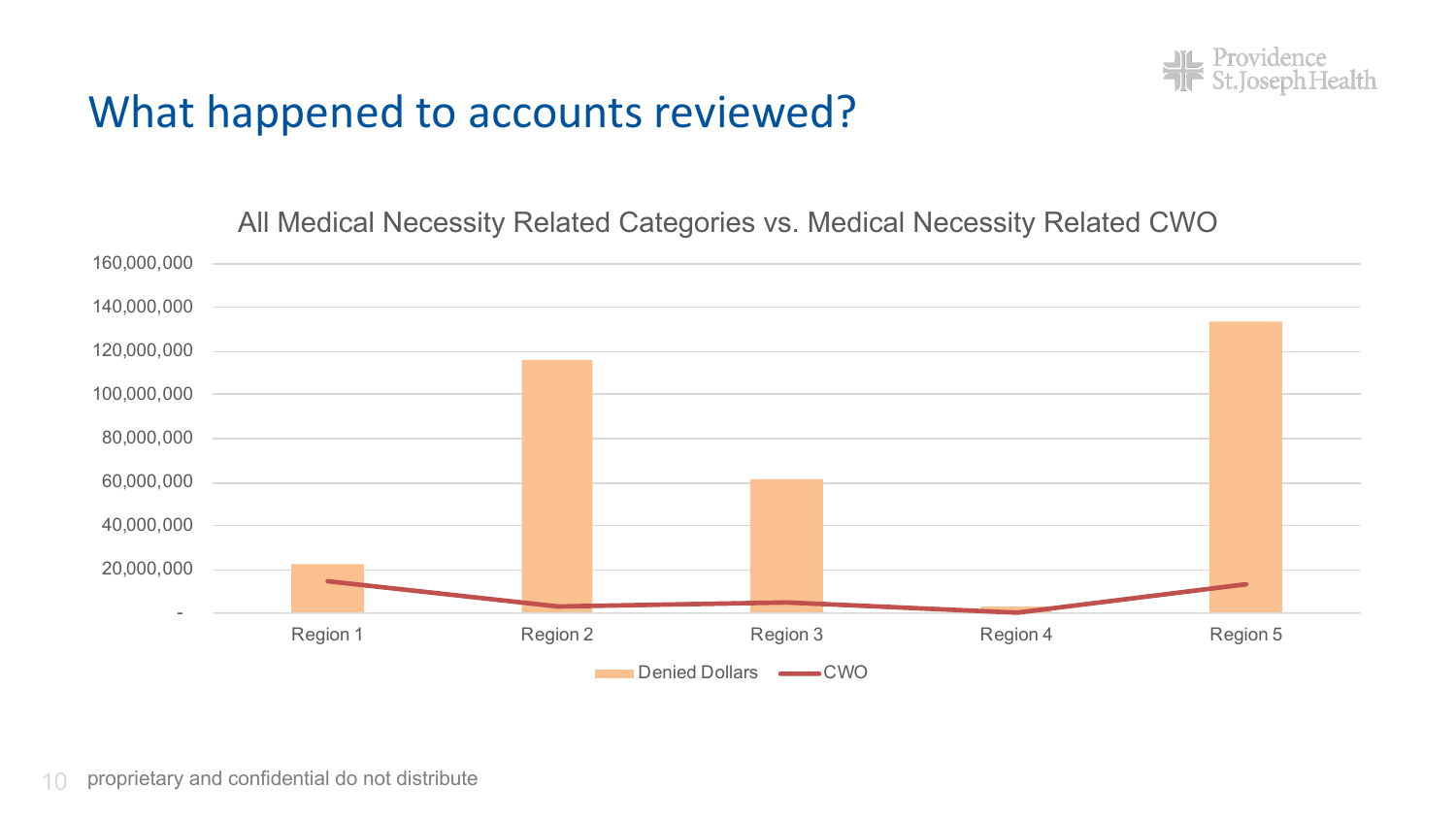# What happened to accounts reviewed?

All Medical Necessity Related Categories vs. Medical Necessity Related CWO

160,000,000
140,000,000
120,000,000
100,000,000
80,000,000
60,000,000
40,000,000
20,000,000
-

Region 1 Region 2 Region 3 Region 4 Region 5

Denied Dollars CWO

proprietary and confidential do not distribute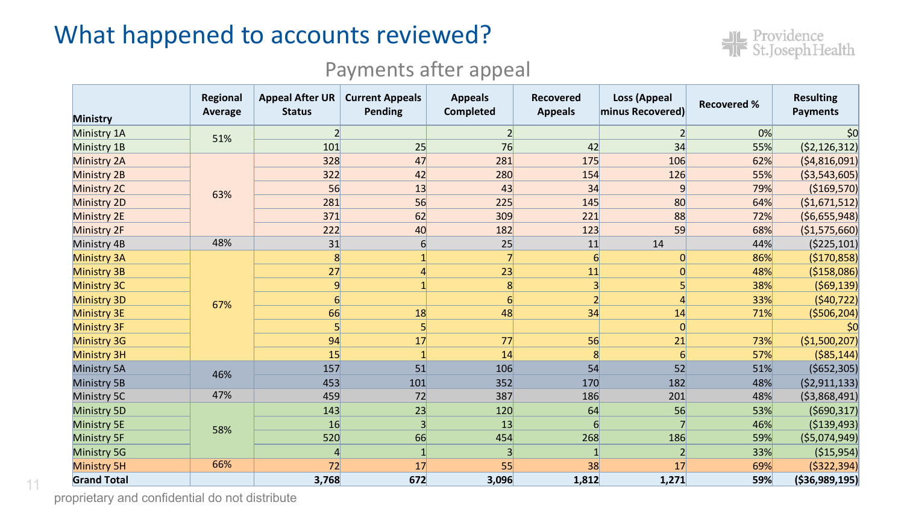# What happened to accounts reviewed?

## Payments after appeal

| Ministry | Regional Average | Appeal After UR Status | Current Appeals Pending | Appeals Completed | Recovered Appeals | Loss (Appeal minus Recovered) | Recovered % | Resulting Payments |
|---|---|---|---|---|---|---|---|---|
| Ministry 1A | 51% | 2 | | 2 | | 2 | 0% | $0 |
| Ministry 1B | | 101 | 25 | 76 | 42 | 34 | 55% | ($2,126,312) |
| Ministry 2A | 63% | 328 | 47 | 281 | 175 | 106 | 62% | ($4,816,091) |
| Ministry 2B | | 322 | 42 | 280 | 154 | 126 | 55% | ($3,543,605) |
| Ministry 2C | | 56 | 13 | 43 | 34 | 9 | 79% | ($169,570) |
| Ministry 2D | | 281 | 56 | 225 | 145 | 80 | 64% | ($1,671,512) |
| Ministry 2E | | 371 | 62 | 309 | 221 | 88 | 72% | ($6,655,948) |
| Ministry 2F | | 222 | 40 | 182 | 123 | 59 | 68% | ($1,575,660) |
| Ministry 4B | 48% | 31 | 6 | 25 | 11 | 14 | 44% | ($225,101) |
| Ministry 3A | 67% | 8 | 1 | 7 | 6 | 0 | 86% | ($170,858) |
| Ministry 3B | | 27 | 4 | 23 | 11 | 0 | 48% | ($158,086) |
| Ministry 3C | | 9 | 1 | 8 | 3 | 5 | 38% | ($69,139) |
| Ministry 3D | | 6 | | 6 | 2 | 4 | 33% | ($40,722) |
| Ministry 3E | | 66 | 18 | 48 | 34 | 14 | 71% | ($506,204) |
| Ministry 3F | | 5 | 5 | | | 0 | | $0 |
| Ministry 3G | | 94 | 17 | 77 | 56 | 21 | 73% | ($1,500,207) |
| Ministry 3H | | 15 | 1 | 14 | 8 | 6 | 57% | ($85,144) |
| Ministry 5A | 46% | 157 | 51 | 106 | 54 | 52 | 51% | ($652,305) |
| Ministry 5B | | 453 | 101 | 352 | 170 | 182 | 48% | ($2,911,133) |
| Ministry 5C | 47% | 459 | 72 | 387 | 186 | 201 | 48% | ($3,868,491) |
| Ministry 5D | 58% | 143 | 23 | 120 | 64 | 56 | 53% | ($690,317) |
| Ministry 5E | | 16 | 3 | 13 | 6 | 7 | 46% | ($139,493) |
| Ministry 5F | | 520 | 66 | 454 | 268 | 186 | 59% | ($5,074,949) |
| Ministry 5G | | 4 | 1 | 3 | 1 | 2 | 33% | ($15,954) |
| Ministry 5H | 66% | 72 | 17 | 55 | 38 | 17 | 69% | ($322,394) |
| **Grand Total** | | **3,768** | **672** | **3,096** | **1,812** | **1,271** | **59%** | **($36,989,195)** |

proprietary and confidential do not distribute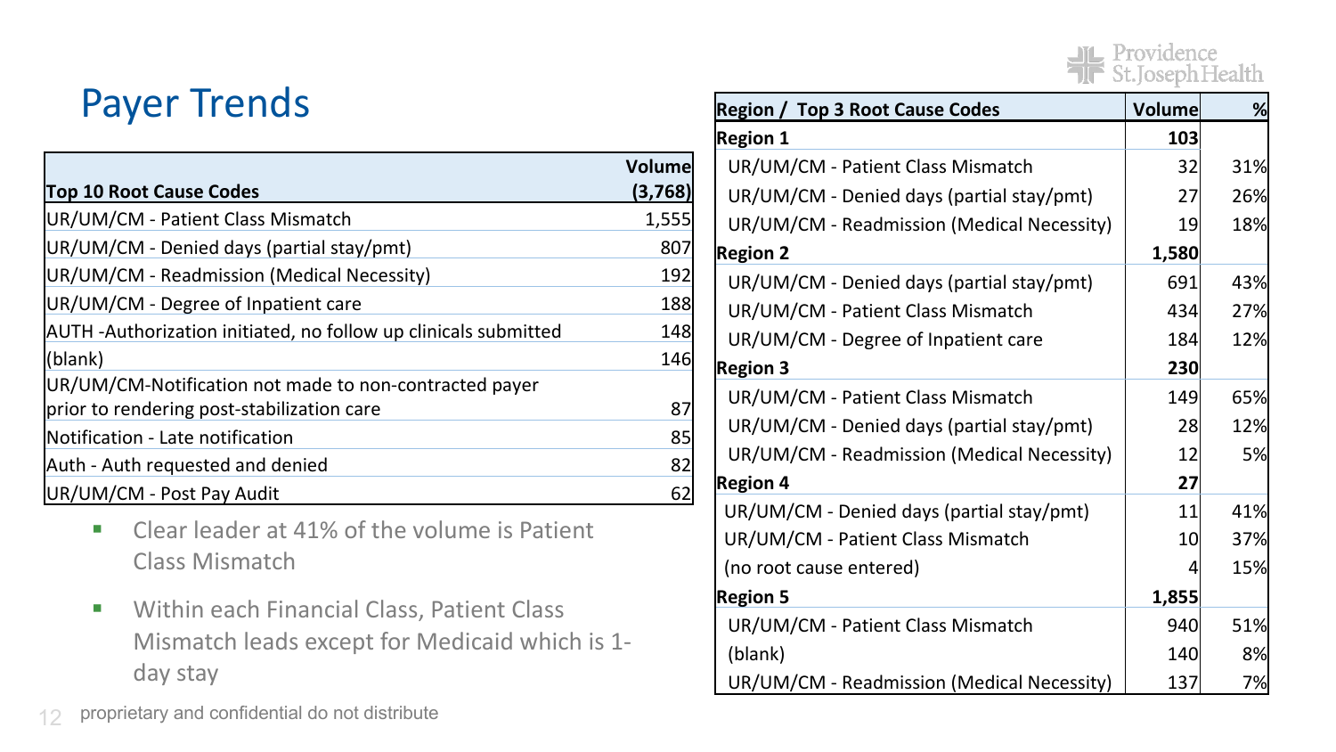# Payer Trends

| Top 10 Root Cause Codes | Volume (3,768) |
|---|---|
| UR/UM/CM - Patient Class Mismatch | 1,555 |
| UR/UM/CM - Denied days (partial stay/pmt) | 807 |
| UR/UM/CM - Readmission (Medical Necessity) | 192 |
| UR/UM/CM - Degree of Inpatient care | 188 |
| AUTH -Authorization initiated, no follow up clinicals submitted | 148 |
| (blank) | 146 |
| UR/UM/CM-Notification not made to non-contracted payer prior to rendering post-stabilization care | 87 |
| Notification - Late notification | 85 |
| Auth - Auth requested and denied | 82 |
| UR/UM/CM - Post Pay Audit | 62 |

- Clear leader at 41% of the volume is Patient Class Mismatch
- Within each Financial Class, Patient Class Mismatch leads except for Medicaid which is 1-day stay

| Region / Top 3 Root Cause Codes | Volume | % |
|---|---|---|
| **Region 1** | **103** | |
| UR/UM/CM - Patient Class Mismatch | 32 | 31% |
| UR/UM/CM - Denied days (partial stay/pmt) | 27 | 26% |
| UR/UM/CM - Readmission (Medical Necessity) | 19 | 18% |
| **Region 2** | **1,580** | |
| UR/UM/CM - Denied days (partial stay/pmt) | 691 | 43% |
| UR/UM/CM - Patient Class Mismatch | 434 | 27% |
| UR/UM/CM - Degree of Inpatient care | 184 | 12% |
| **Region 3** | **230** | |
| UR/UM/CM - Patient Class Mismatch | 149 | 65% |
| UR/UM/CM - Denied days (partial stay/pmt) | 28 | 12% |
| UR/UM/CM - Readmission (Medical Necessity) | 12 | 5% |
| **Region 4** | **27** | |
| UR/UM/CM - Denied days (partial stay/pmt) | 11 | 41% |
| UR/UM/CM - Patient Class Mismatch | 10 | 37% |
| (no root cause entered) | 4 | 15% |
| **Region 5** | **1,855** | |
| UR/UM/CM - Patient Class Mismatch | 940 | 51% |
| (blank) | 140 | 8% |
| UR/UM/CM - Readmission (Medical Necessity) | 137 | 7% |

proprietary and confidential do not distribute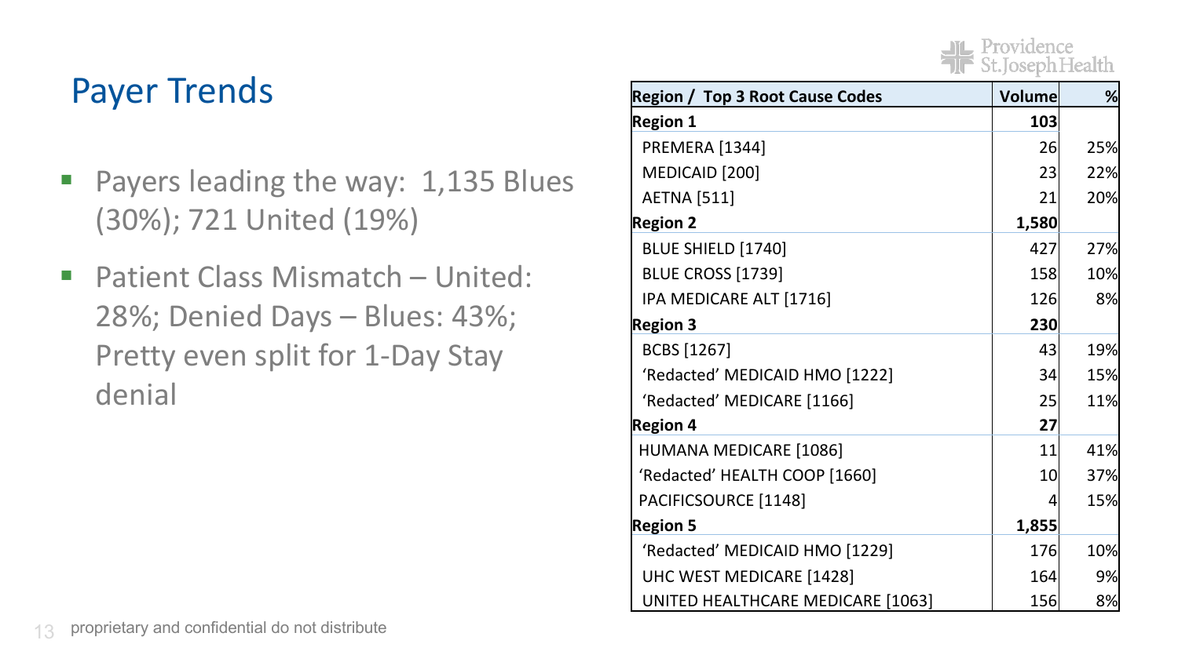# Payer Trends

- Payers leading the way: 1,135 Blues (30%); 721 United (19%)
- Patient Class Mismatch – United: 28%; Denied Days – Blues: 43%; Pretty even split for 1-Day Stay denial

| Region / Top 3 Root Cause Codes | Volume | % |
|---|---|---|
| **Region 1** | **103** | |
| PREMERA [1344] | 26 | 25% |
| MEDICAID [200] | 23 | 22% |
| AETNA [511] | 21 | 20% |
| **Region 2** | **1,580** | |
| BLUE SHIELD [1740] | 427 | 27% |
| BLUE CROSS [1739] | 158 | 10% |
| IPA MEDICARE ALT [1716] | 126 | 8% |
| **Region 3** | **230** | |
| BCBS [1267] | 43 | 19% |
| 'Redacted' MEDICAID HMO [1222] | 34 | 15% |
| 'Redacted' MEDICARE [1166] | 25 | 11% |
| **Region 4** | **27** | |
| HUMANA MEDICARE [1086] | 11 | 41% |
| 'Redacted' HEALTH COOP [1660] | 10 | 37% |
| PACIFICSOURCE [1148] | 4 | 15% |
| **Region 5** | **1,855** | |
| 'Redacted' MEDICAID HMO [1229] | 176 | 10% |
| UHC WEST MEDICARE [1428] | 164 | 9% |
| UNITED HEALTHCARE MEDICARE [1063] | 156 | 8% |

proprietary and confidential do not distribute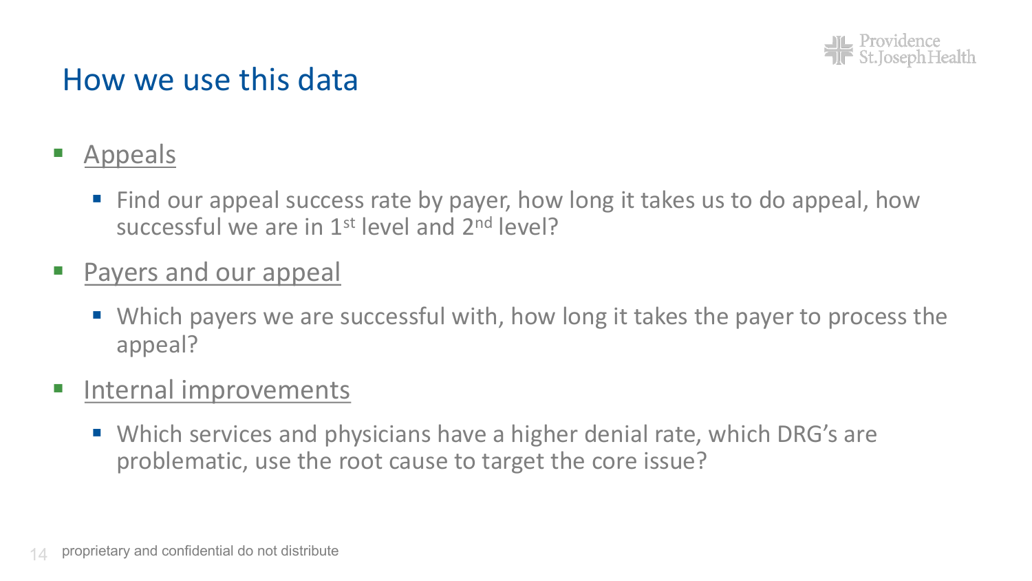# How we use this data

- Appeals
  - Find our appeal success rate by payer, how long it takes us to do appeal, how successful we are in 1st level and 2nd level?
- Payers and our appeal
  - Which payers we are successful with, how long it takes the payer to process the appeal?
- Internal improvements
  - Which services and physicians have a higher denial rate, which DRG's are problematic, use the root cause to target the core issue?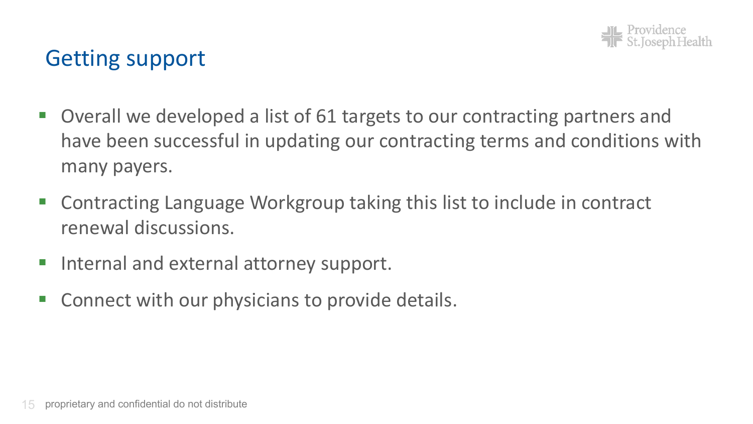## Getting support

- Overall we developed a list of 61 targets to our contracting partners and have been successful in updating our contracting terms and conditions with many payers.
- Contracting Language Workgroup taking this list to include in contract renewal discussions.
- Internal and external attorney support.
- Connect with our physicians to provide details.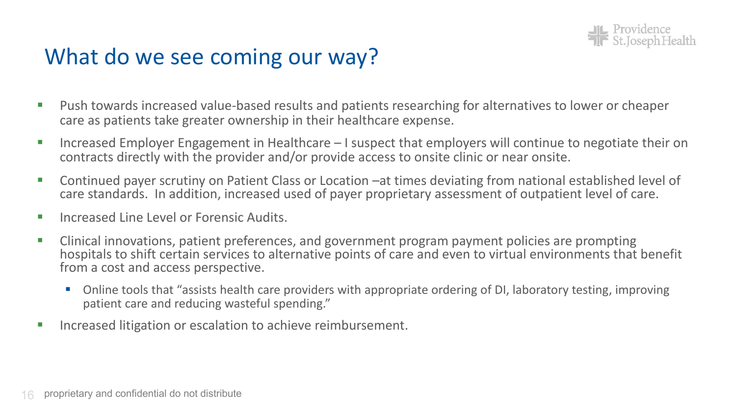# What do we see coming our way?

- Push towards increased value-based results and patients researching for alternatives to lower or cheaper care as patients take greater ownership in their healthcare expense.
- Increased Employer Engagement in Healthcare – I suspect that employers will continue to negotiate their on contracts directly with the provider and/or provide access to onsite clinic or near onsite.
- Continued payer scrutiny on Patient Class or Location –at times deviating from national established level of care standards. In addition, increased used of payer proprietary assessment of outpatient level of care.
- Increased Line Level or Forensic Audits.
- Clinical innovations, patient preferences, and government program payment policies are prompting hospitals to shift certain services to alternative points of care and even to virtual environments that benefit from a cost and access perspective.
  - Online tools that "assists health care providers with appropriate ordering of DI, laboratory testing, improving patient care and reducing wasteful spending."
- Increased litigation or escalation to achieve reimbursement.

proprietary and confidential do not distribute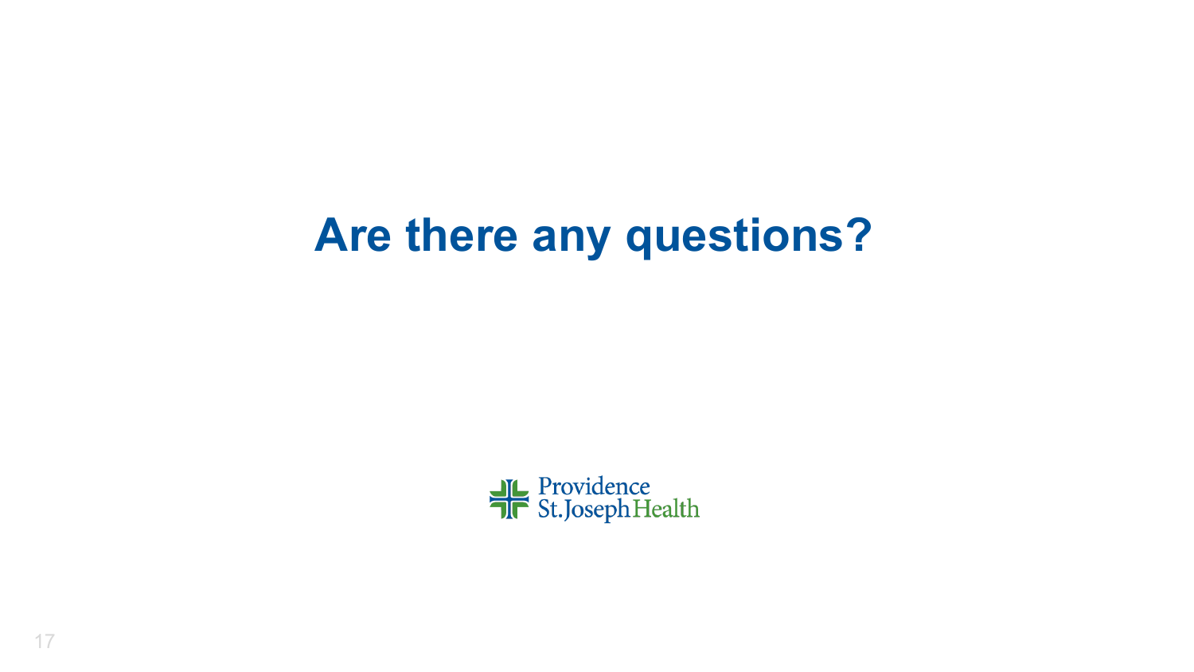# Are there any questions?

Providence St.Joseph Health